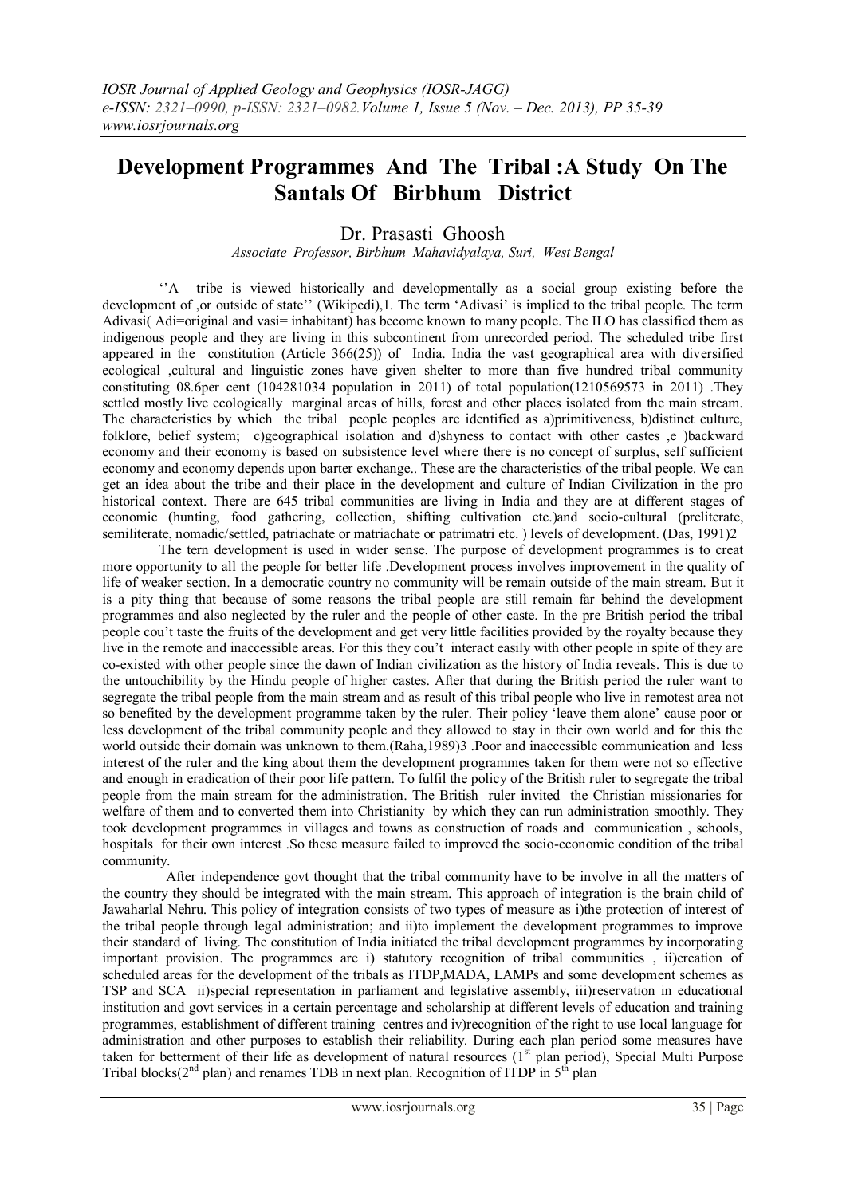# Development Programmes And The Tribal :A Study On The Santals Of Birbhum District

Dr. Prasasti Ghoosh

*Associate Professor, Birbhum Mahavidyalaya, Suri, West Bengal*

''A tribe is viewed historically and developmentally as a social group existing before the development of ,or outside of state'' (Wikipedi),1. The term 'Adivasi' is implied to the tribal people. The term Adivasi( Adi=original and vasi= inhabitant) has become known to many people. The ILO has classified them as indigenous people and they are living in this subcontinent from unrecorded period. The scheduled tribe first appeared in the constitution (Article 366(25)) of India. India the vast geographical area with diversified ecological ,cultural and linguistic zones have given shelter to more than five hundred tribal community constituting 08.6per cent (104281034 population in 2011) of total population(1210569573 in 2011) .They settled mostly live ecologically marginal areas of hills, forest and other places isolated from the main stream. The characteristics by which the tribal people peoples are identified as a)primitiveness, b)distinct culture, folklore, belief system; c)geographical isolation and d)shyness to contact with other castes ,e )backward economy and their economy is based on subsistence level where there is no concept of surplus, self sufficient economy and economy depends upon barter exchange.. These are the characteristics of the tribal people. We can get an idea about the tribe and their place in the development and culture of Indian Civilization in the pro historical context. There are 645 tribal communities are living in India and they are at different stages of economic (hunting, food gathering, collection, shifting cultivation etc.)and socio-cultural (preliterate, semiliterate, nomadic/settled, patriachate or matriachate or patrimatri etc. ) levels of development. (Das, 1991)2

The tern development is used in wider sense. The purpose of development programmes is to creat more opportunity to all the people for better life .Development process involves improvement in the quality of life of weaker section. In a democratic country no community will be remain outside of the main stream. But it is a pity thing that because of some reasons the tribal people are still remain far behind the development programmes and also neglected by the ruler and the people of other caste. In the pre British period the tribal people cou't taste the fruits of the development and get very little facilities provided by the royalty because they live in the remote and inaccessible areas. For this they cou't interact easily with other people in spite of they are co-existed with other people since the dawn of Indian civilization as the history of India reveals. This is due to the untouchibility by the Hindu people of higher castes. After that during the British period the ruler want to segregate the tribal people from the main stream and as result of this tribal people who live in remotest area not so benefited by the development programme taken by the ruler. Their policy 'leave them alone' cause poor or less development of the tribal community people and they allowed to stay in their own world and for this the world outside their domain was unknown to them.(Raha,1989)3 .Poor and inaccessible communication and less interest of the ruler and the king about them the development programmes taken for them were not so effective and enough in eradication of their poor life pattern. To fulfil the policy of the British ruler to segregate the tribal people from the main stream for the administration. The British ruler invited the Christian missionaries for welfare of them and to converted them into Christianity by which they can run administration smoothly. They took development programmes in villages and towns as construction of roads and communication , schools, hospitals for their own interest .So these measure failed to improved the socio-economic condition of the tribal community.

After independence govt thought that the tribal community have to be involve in all the matters of the country they should be integrated with the main stream. This approach of integration is the brain child of Jawaharlal Nehru. This policy of integration consists of two types of measure as i)the protection of interest of the tribal people through legal administration; and ii)to implement the development programmes to improve their standard of living. The constitution of India initiated the tribal development programmes by incorporating important provision. The programmes are i) statutory recognition of tribal communities , ii)creation of scheduled areas for the development of the tribals as ITDP,MADA, LAMPs and some development schemes as TSP and SCA ii)special representation in parliament and legislative assembly, iii)reservation in educational institution and govt services in a certain percentage and scholarship at different levels of education and training programmes, establishment of different training centres and iv)recognition of the right to use local language for administration and other purposes to establish their reliability. During each plan period some measures have taken for betterment of their life as development of natural resources (1st plan period), Special Multi Purpose Tribal blocks(2nd plan) and renames TDB in next plan. Recognition of ITDP in 5th plan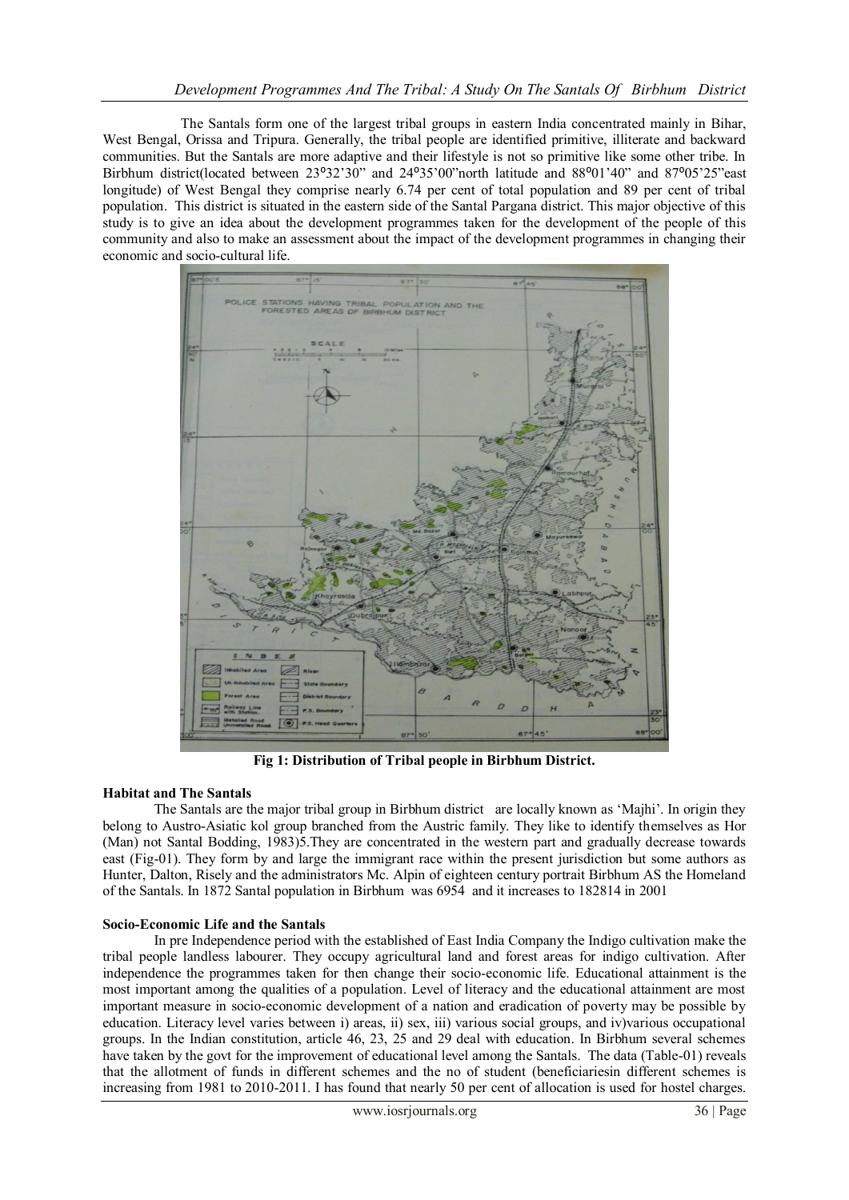The Santals form one of the largest tribal groups in eastern India concentrated mainly in Bihar, West Bengal, Orissa and Tripura. Generally, the tribal people are identified primitive, illiterate and backward communities. But the Santals are more adaptive and their lifestyle is not so primitive like some other tribe. In Birbhum district(located between 23⁰32'30" and 24⁰35'00"north latitude and 88⁰01'40" and 87⁰05'25"east longitude) of West Bengal they comprise nearly 6.74 per cent of total population and 89 per cent of tribal population. This district is situated in the eastern side of the Santal Pargana district. This major objective of this study is to give an idea about the development programmes taken for the development of the people of this community and also to make an assessment about the impact of the development programmes in changing their economic and socio-cultural life.

**Fig 1: Distribution of Tribal people in Birbhum District.**

### Habitat and The Santals

The Santals are the major tribal group in Birbhum district are locally known as 'Majhi'. In origin they belong to Austro-Asiatic kol group branched from the Austric family. They like to identify themselves as Hor (Man) not Santal Bodding, 1983)5.They are concentrated in the western part and gradually decrease towards east (Fig-01). They form by and large the immigrant race within the present jurisdiction but some authors as Hunter, Dalton, Risely and the administrators Mc. Alpin of eighteen century portrait Birbhum AS the Homeland of the Santals. In 1872 Santal population in Birbhum was 6954 and it increases to 182814 in 2001

### Socio-Economic Life and the Santals

In pre Independence period with the established of East India Company the Indigo cultivation make the tribal people landless labourer. They occupy agricultural land and forest areas for indigo cultivation. After independence the programmes taken for then change their socio-economic life. Educational attainment is the most important among the qualities of a population. Level of literacy and the educational attainment are most important measure in socio-economic development of a nation and eradication of poverty may be possible by education. Literacy level varies between i) areas, ii) sex, iii) various social groups, and iv)various occupational groups. In the Indian constitution, article 46, 23, 25 and 29 deal with education. In Birbhum several schemes have taken by the govt for the improvement of educational level among the Santals. The data (Table-01) reveals that the allotment of funds in different schemes and the no of student (beneficiariesin different schemes is increasing from 1981 to 2010-2011. I has found that nearly 50 per cent of allocation is used for hostel charges.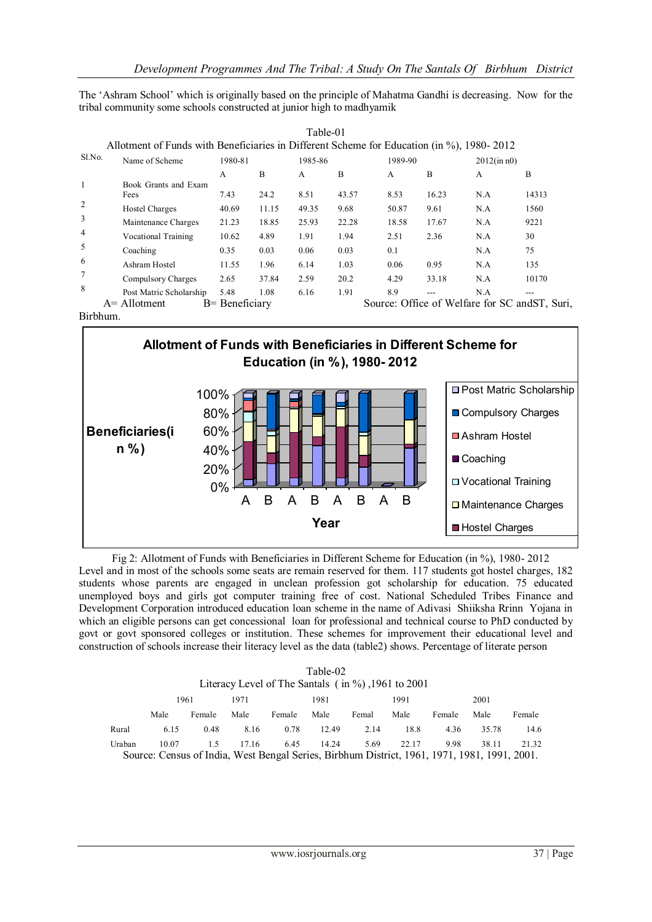The 'Ashram School' which is originally based on the principle of Mahatma Gandhi is decreasing. Now for the tribal community some schools constructed at junior high to madhyamik

Table-01

Allotment of Funds with Beneficiaries in Different Scheme for Education (in %), 1980- 2012

| Sl.No. | Name of Scheme | 1980-81 | | 1985-86 | | 1989-90 | | 2012(in n0) | |
|---|---|---|---|---|---|---|---|---|---|
| | | A | B | A | B | A | B | A | B |
| 1 | Book Grants and Exam Fees | 7.43 | 24.2 | 8.51 | 43.57 | 8.53 | 16.23 | N.A | 14313 |
| 2 | Hostel Charges | 40.69 | 11.15 | 49.35 | 9.68 | 50.87 | 9.61 | N.A | 1560 |
| 3 | Maintenance Charges | 21.23 | 18.85 | 25.93 | 22.28 | 18.58 | 17.67 | N.A | 9221 |
| 4 | Vocational Training | 10.62 | 4.89 | 1.91 | 1.94 | 2.51 | 2.36 | N.A | 30 |
| 5 | Coaching | 0.35 | 0.03 | 0.06 | 0.03 | 0.1 | | N.A | 75 |
| 6 | Ashram Hostel | 11.55 | 1.96 | 6.14 | 1.03 | 0.06 | 0.95 | N.A | 135 |
| 7 | Compulsory Charges | 2.65 | 37.84 | 2.59 | 20.2 | 4.29 | 33.18 | N.A | 10170 |
| 8 | Post Matric Scholarship | 5.48 | 1.08 | 6.16 | 1.91 | 8.9 | --- | N.A | --- |

A= Allotment B= Beneficiary Source: Office of Welfare for SC andST, Suri, Birbhum.

Fig 2: Allotment of Funds with Beneficiaries in Different Scheme for Education (in %), 1980- 2012

Level and in most of the schools some seats are remain reserved for them. 117 students got hostel charges, 182 students whose parents are engaged in unclean profession got scholarship for education. 75 educated unemployed boys and girls got computer training free of cost. National Scheduled Tribes Finance and Development Corporation introduced education loan scheme in the name of Adivasi Shiiksha Rrinn Yojana in which an eligible persons can get concessional loan for professional and technical course to PhD conducted by govt or govt sponsored colleges or institution. These schemes for improvement their educational level and construction of schools increase their literacy level as the data (table2) shows. Percentage of literate person

Table-02

Literacy Level of The Santals ( in %) ,1961 to 2001

| | 1961 | | 1971 | | 1981 | | 1991 | | 2001 | |
|---|---|---|---|---|---|---|---|---|---|---|
| | Male | Female | Male | Female | Male | Femal | Male | Female | Male | Female |
| Rural | 6.15 | 0.48 | 8.16 | 0.78 | 12.49 | 2.14 | 18.8 | 4.36 | 35.78 | 14.6 |
| Uraban | 10.07 | 1.5 | 17.16 | 6.45 | 14.24 | 5.69 | 22.17 | 9.98 | 38.11 | 21.32 |

Source: Census of India, West Bengal Series, Birbhum District, 1961, 1971, 1981, 1991, 2001.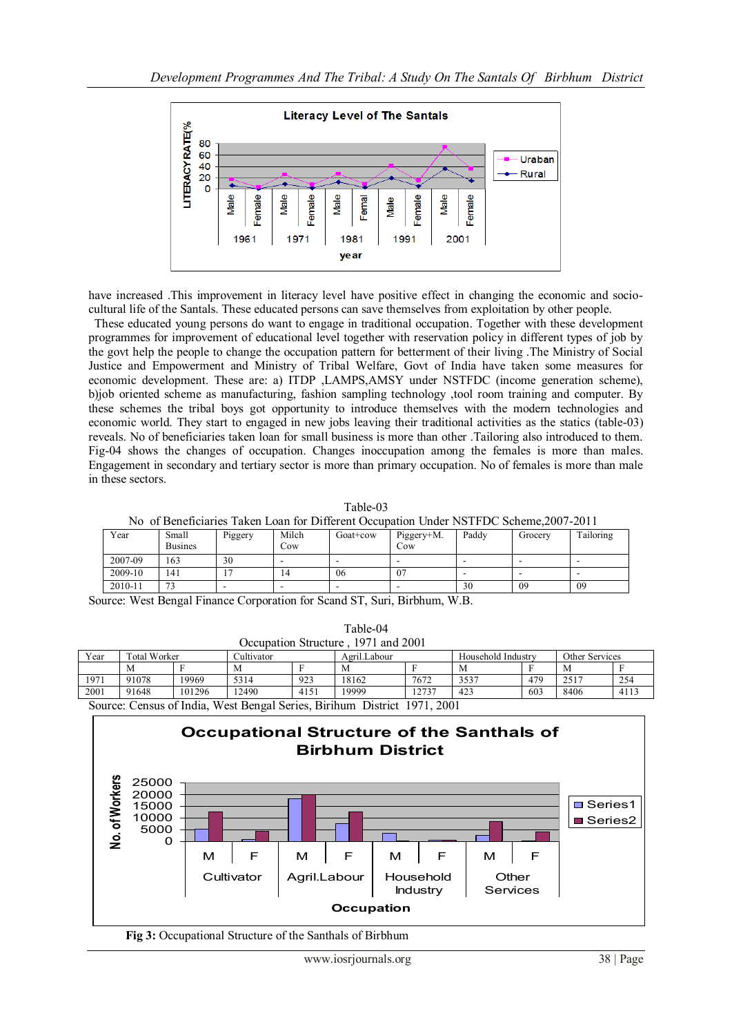have increased .This improvement in literacy level have positive effect in changing the economic and socio-cultural life of the Santals. These educated persons can save themselves from exploitation by other people.

These educated young persons do want to engage in traditional occupation. Together with these development programmes for improvement of educational level together with reservation policy in different types of job by the govt help the people to change the occupation pattern for betterment of their living .The Ministry of Social Justice and Empowerment and Ministry of Tribal Welfare, Govt of India have taken some measures for economic development. These are: a) ITDP ,LAMPS,AMSY under NSTFDC (income generation scheme), b)job oriented scheme as manufacturing, fashion sampling technology ,tool room training and computer. By these schemes the tribal boys got opportunity to introduce themselves with the modern technologies and economic world. They start to engaged in new jobs leaving their traditional activities as the statics (table-03) reveals. No of beneficiaries taken loan for small business is more than other .Tailoring also introduced to them. Fig-04 shows the changes of occupation. Changes inoccupation among the females is more than males. Engagement in secondary and tertiary sector is more than primary occupation. No of females is more than male in these sectors.

Table-03

No of Beneficiaries Taken Loan for Different Occupation Under NSTFDC Scheme,2007-2011

| Year | Small Busines | Piggery | Milch Cow | Goat+cow | Piggery+M. Cow | Paddy | Grocery | Tailoring |
|---|---|---|---|---|---|---|---|---|
| 2007-09 | 163 | 30 | - | - | - | - | - | - |
| 2009-10 | 141 | 17 | 14 | 06 | 07 | - | - | - |
| 2010-11 | 73 | - | - | - | - | 30 | 09 | 09 |

Source: West Bengal Finance Corporation for Scand ST, Suri, Birbhum, W.B.

Table-04

Occupation Structure , 1971 and 2001

| Year | Total Worker | | Cultivator | | Agril.Labour | | Household Industry | | Other Services | |
|---|---|---|---|---|---|---|---|---|---|---|
| | M | F | M | F | M | F | M | F | M | F |
| 1971 | 91078 | 19969 | 5314 | 923 | 18162 | 7672 | 3537 | 479 | 2517 | 254 |
| 2001 | 91648 | 101296 | 12490 | 4151 | 19999 | 12737 | 423 | 603 | 8406 | 4113 |

Source: Census of India, West Bengal Series, Birihum District 1971, 2001

**Fig 3:** Occupational Structure of the Santhals of Birbhum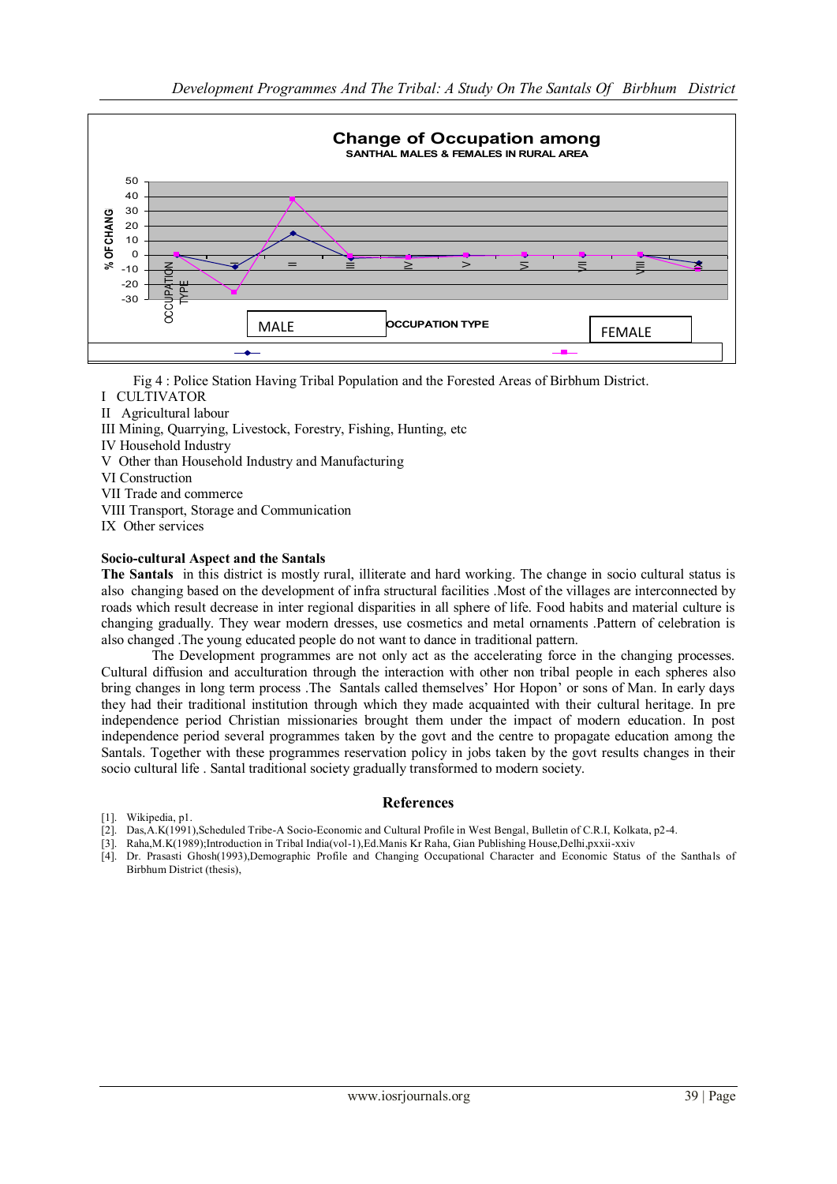Change of Occupation among
SANTHAL MALES & FEMALES IN RURAL AREA

% OF CHANG

50
40
30
20
10
0
-10
-20
-30

OCCUPATION TYPE

I II III IV V VI VII VIII IX

MALE

OCCUPATION TYPE

FEMALE

Fig 4 : Police Station Having Tribal Population and the Forested Areas of Birbhum District.

I CULTIVATOR
II Agricultural labour
III Mining, Quarrying, Livestock, Forestry, Fishing, Hunting, etc
IV Household Industry
V Other than Household Industry and Manufacturing
VI Construction
VII Trade and commerce
VIII Transport, Storage and Communication
IX Other services

**Socio-cultural Aspect and the Santals**

**The Santals** in this district is mostly rural, illiterate and hard working. The change in socio cultural status is also changing based on the development of infra structural facilities .Most of the villages are interconnected by roads which result decrease in inter regional disparities in all sphere of life. Food habits and material culture is changing gradually. They wear modern dresses, use cosmetics and metal ornaments .Pattern of celebration is also changed .The young educated people do not want to dance in traditional pattern.

The Development programmes are not only act as the accelerating force in the changing processes. Cultural diffusion and acculturation through the interaction with other non tribal people in each spheres also bring changes in long term process .The Santals called themselves' Hor Hopon' or sons of Man. In early days they had their traditional institution through which they made acquainted with their cultural heritage. In pre independence period Christian missionaries brought them under the impact of modern education. In post independence period several programmes taken by the govt and the centre to propagate education among the Santals. Together with these programmes reservation policy in jobs taken by the govt results changes in their socio cultural life . Santal traditional society gradually transformed to modern society.

## References

[1]. Wikipedia, p1.
[2]. Das,A.K(1991),Scheduled Tribe-A Socio-Economic and Cultural Profile in West Bengal, Bulletin of C.R.I, Kolkata, p2-4.
[3]. Raha,M.K(1989);Introduction in Tribal India(vol-1),Ed.Manis Kr Raha, Gian Publishing House,Delhi,pxxii-xxiv
[4]. Dr. Prasasti Ghosh(1993),Demographic Profile and Changing Occupational Character and Economic Status of the Santhals of Birbhum District (thesis),